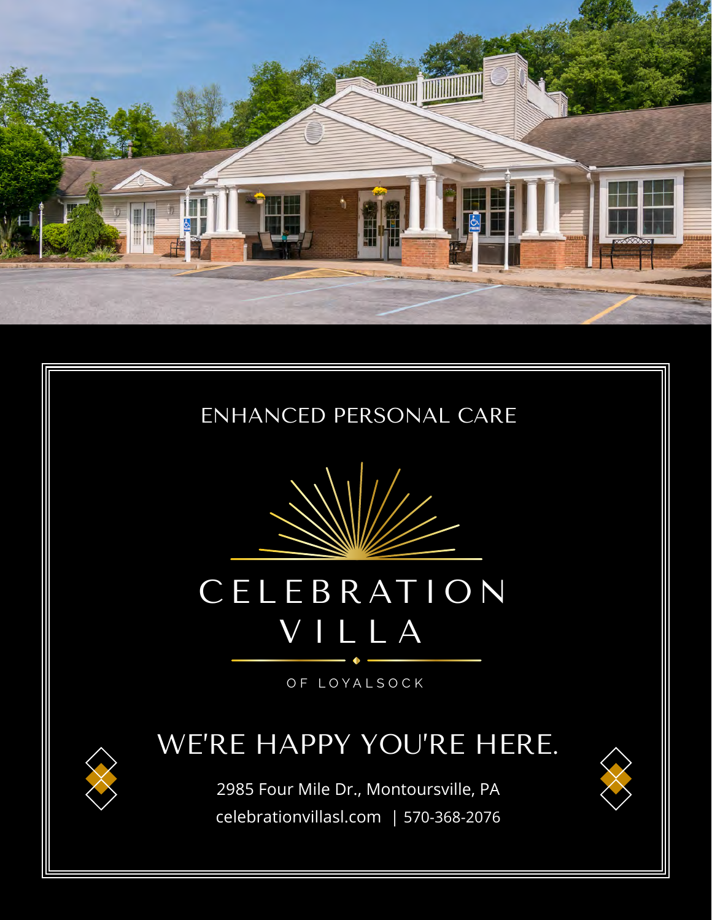ENHANCED PERSONAL CARE

# CELEBRATION VILLA

OF LOYALSOCK

## WE'RE HAPPY YOU'RE HERE.

2985 Four Mile Dr., Montoursville, PA

celebrationvillasl.com | 570-368-2076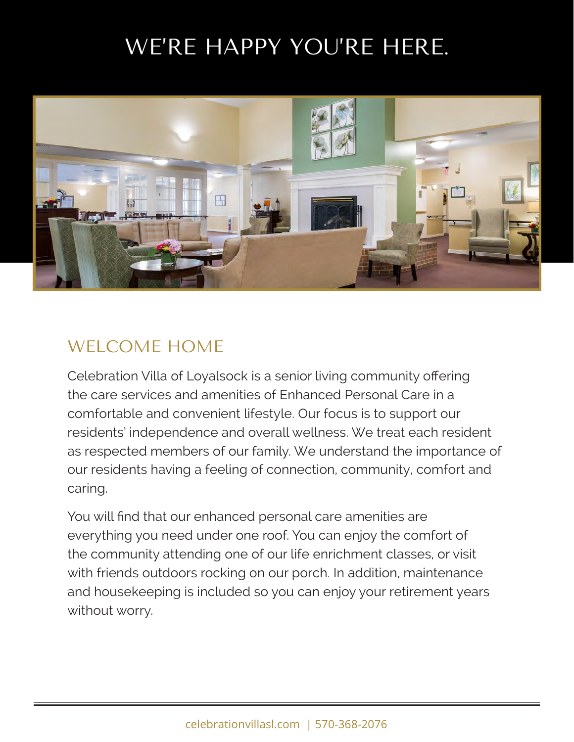# WE'RE HAPPY YOU'RE HERE.

## WELCOME HOME

Celebration Villa of Loyalsock is a senior living community offering the care services and amenities of Enhanced Personal Care in a comfortable and convenient lifestyle. Our focus is to support our residents' independence and overall wellness. We treat each resident as respected members of our family. We understand the importance of our residents having a feeling of connection, community, comfort and caring.

You will find that our enhanced personal care amenities are everything you need under one roof. You can enjoy the comfort of the community attending one of our life enrichment classes, or visit with friends outdoors rocking on our porch. In addition, maintenance and housekeeping is included so you can enjoy your retirement years without worry.

celebrationvillasl.com | 570-368-2076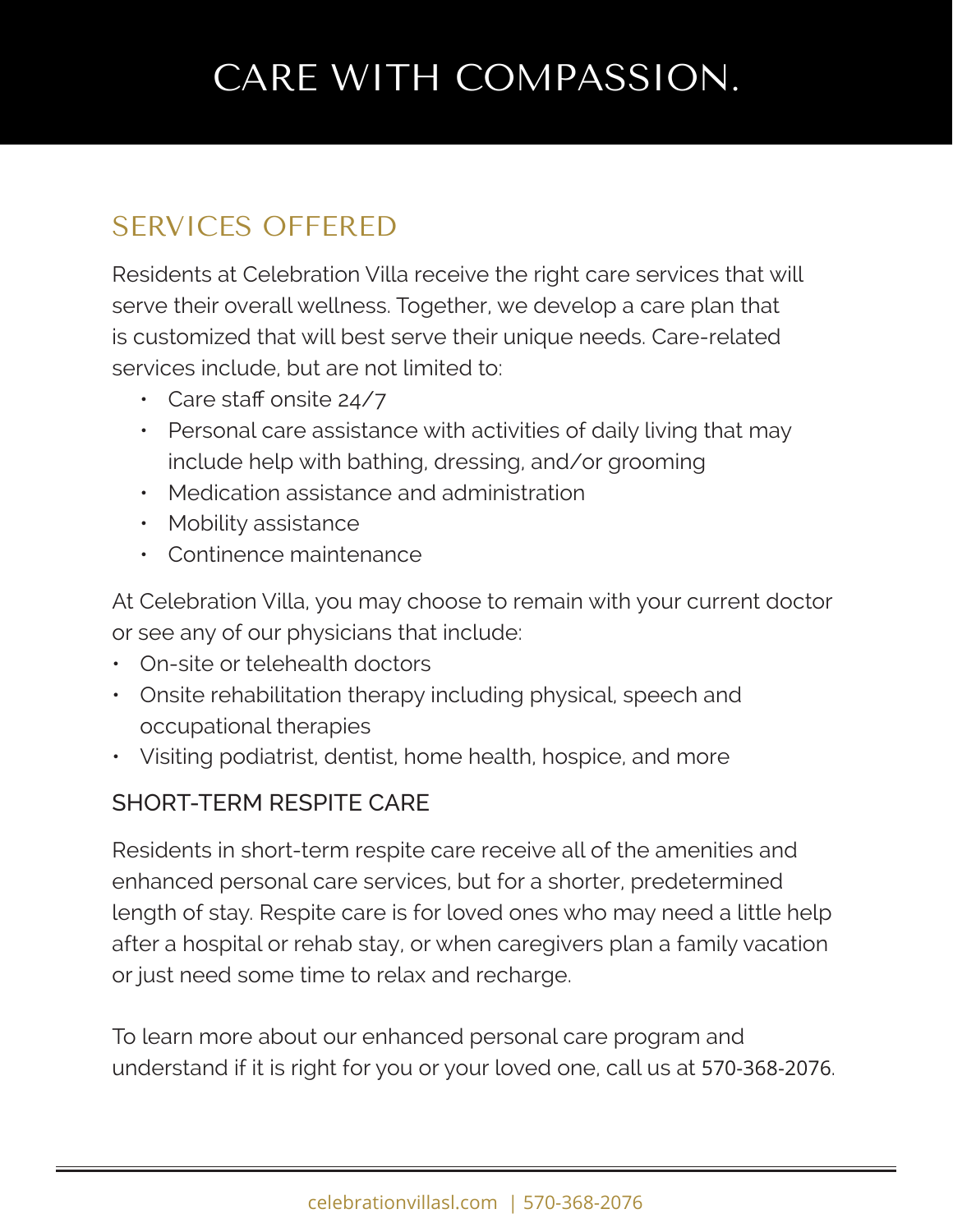# CARE WITH COMPASSION.

## SERVICES OFFERED

Residents at Celebration Villa receive the right care services that will serve their overall wellness. Together, we develop a care plan that is customized that will best serve their unique needs. Care-related services include, but are not limited to:

- Care staff onsite 24/7
- Personal care assistance with activities of daily living that may include help with bathing, dressing, and/or grooming
- Medication assistance and administration
- Mobility assistance
- Continence maintenance

At Celebration Villa, you may choose to remain with your current doctor or see any of our physicians that include:

- On-site or telehealth doctors
- Onsite rehabilitation therapy including physical, speech and occupational therapies
- Visiting podiatrist, dentist, home health, hospice, and more

### SHORT-TERM RESPITE CARE

Residents in short-term respite care receive all of the amenities and enhanced personal care services, but for a shorter, predetermined length of stay. Respite care is for loved ones who may need a little help after a hospital or rehab stay, or when caregivers plan a family vacation or just need some time to relax and recharge.

To learn more about our enhanced personal care program and understand if it is right for you or your loved one, call us at 570-368-2076.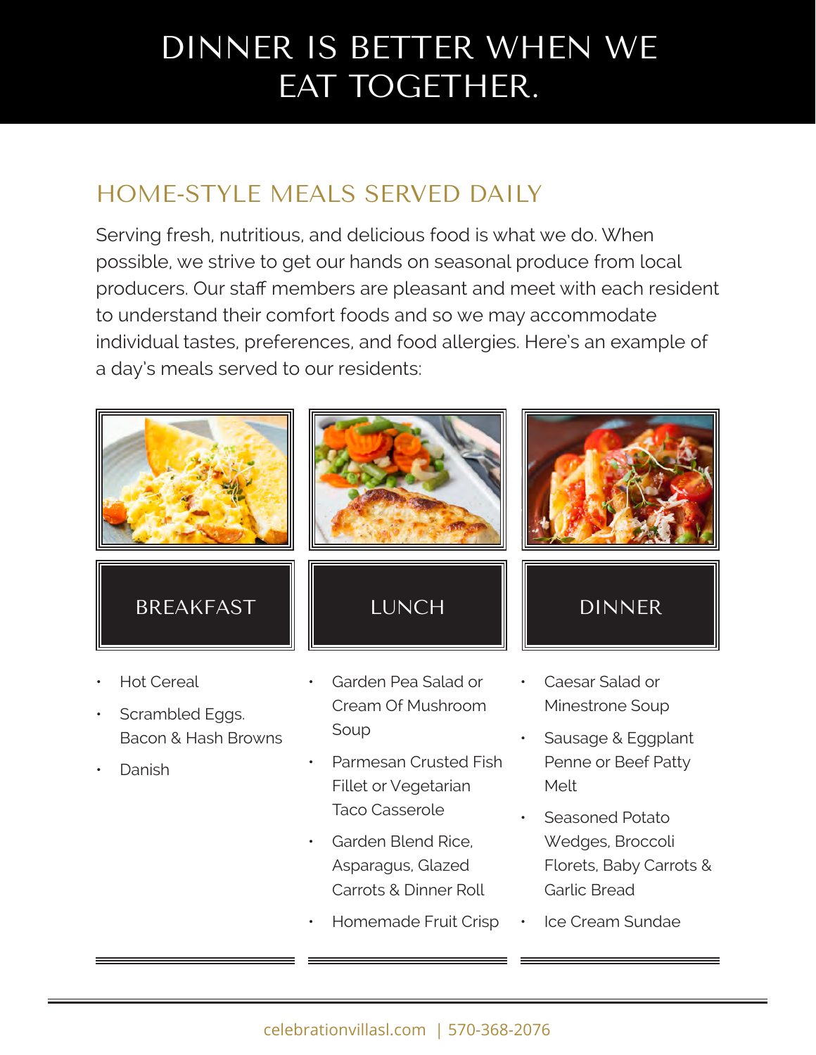# DINNER IS BETTER WHEN WE EAT TOGETHER.

## HOME-STYLE MEALS SERVED DAILY

Serving fresh, nutritious, and delicious food is what we do. When possible, we strive to get our hands on seasonal produce from local producers. Our staff members are pleasant and meet with each resident to understand their comfort foods and so we may accommodate individual tastes, preferences, and food allergies. Here's an example of a day's meals served to our residents:

### BREAKFAST

- Hot Cereal
- Scrambled Eggs. Bacon & Hash Browns
- Danish

### LUNCH

- Garden Pea Salad or Cream Of Mushroom Soup
- Parmesan Crusted Fish Fillet or Vegetarian Taco Casserole
- Garden Blend Rice, Asparagus, Glazed Carrots & Dinner Roll
- Homemade Fruit Crisp

### DINNER

- Caesar Salad or Minestrone Soup
- Sausage & Eggplant Penne or Beef Patty Melt
- Seasoned Potato Wedges, Broccoli Florets, Baby Carrots & Garlic Bread
- Ice Cream Sundae

celebrationvillasl.com | 570-368-2076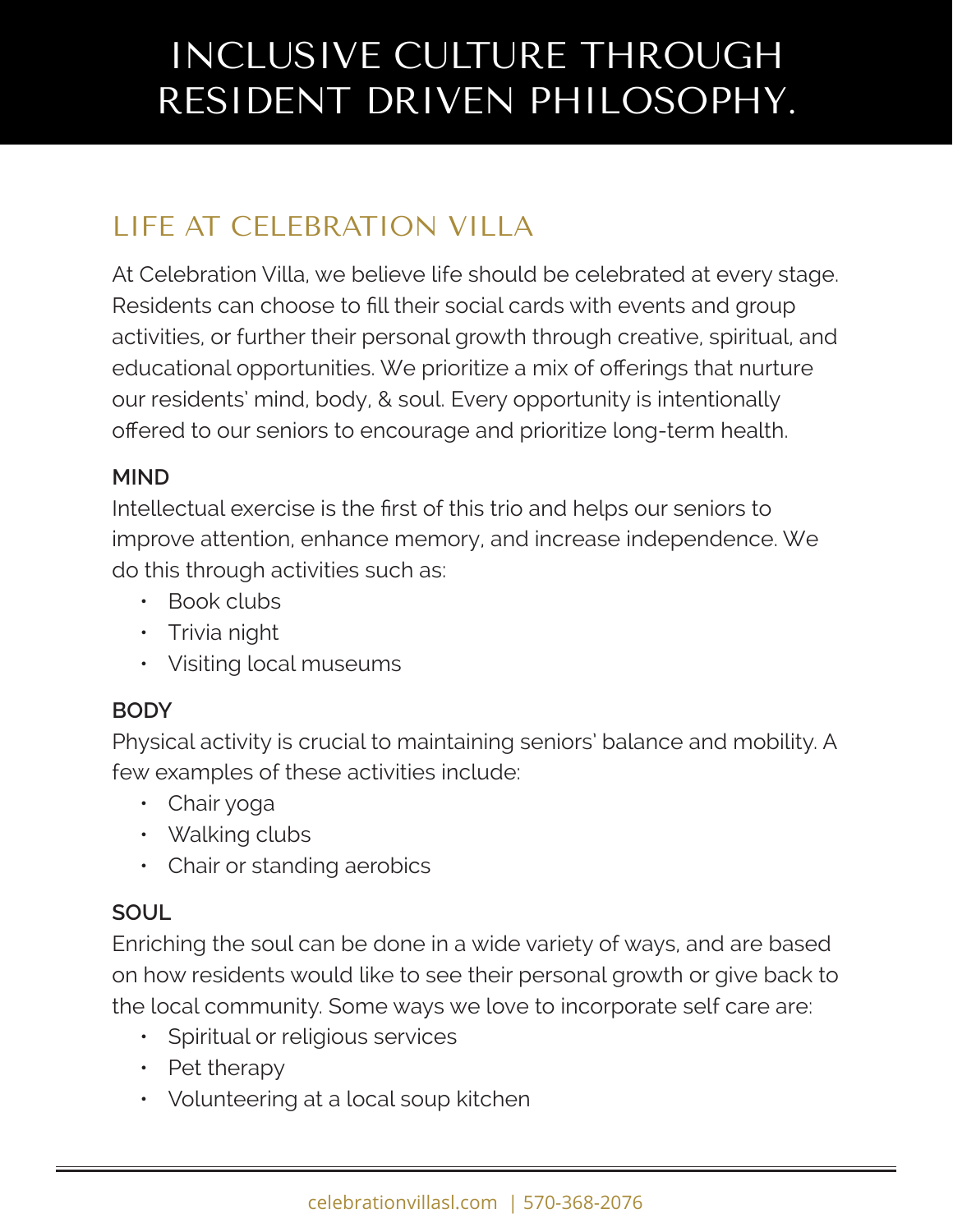# INCLUSIVE CULTURE THROUGH RESIDENT DRIVEN PHILOSOPHY.

## LIFE AT CELEBRATION VILLA

At Celebration Villa, we believe life should be celebrated at every stage. Residents can choose to fill their social cards with events and group activities, or further their personal growth through creative, spiritual, and educational opportunities. We prioritize a mix of offerings that nurture our residents' mind, body, & soul. Every opportunity is intentionally offered to our seniors to encourage and prioritize long-term health.

### MIND

Intellectual exercise is the first of this trio and helps our seniors to improve attention, enhance memory, and increase independence. We do this through activities such as:

- Book clubs
- Trivia night
- Visiting local museums

### BODY

Physical activity is crucial to maintaining seniors' balance and mobility. A few examples of these activities include:

- Chair yoga
- Walking clubs
- Chair or standing aerobics

### SOUL

Enriching the soul can be done in a wide variety of ways, and are based on how residents would like to see their personal growth or give back to the local community. Some ways we love to incorporate self care are:

- Spiritual or religious services
- Pet therapy
- Volunteering at a local soup kitchen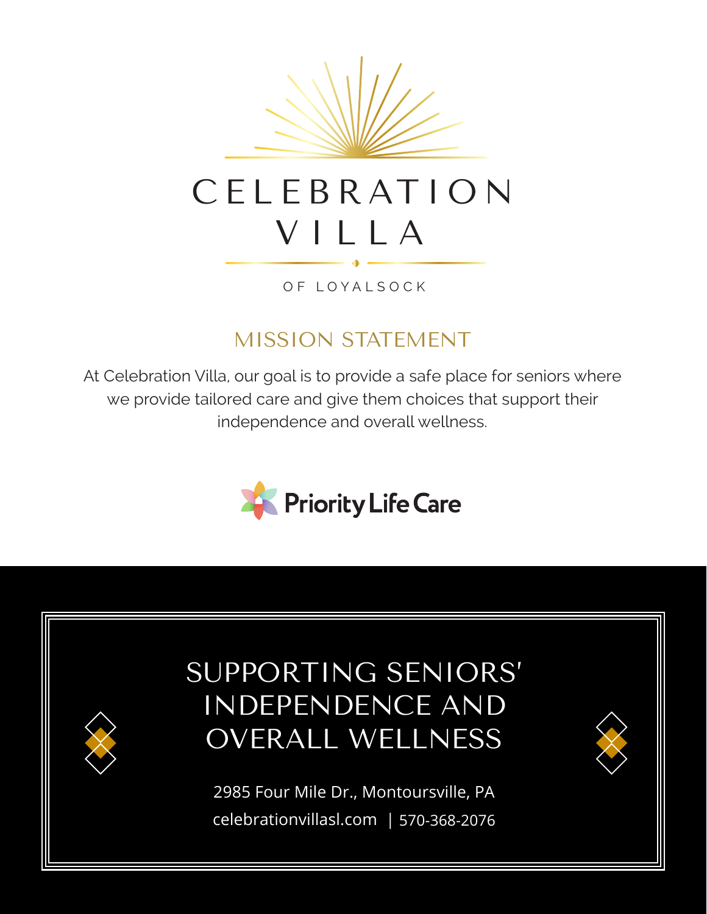# CELEBRATION VILLA

OF LOYALSOCK

## MISSION STATEMENT

At Celebration Villa, our goal is to provide a safe place for seniors where we provide tailored care and give them choices that support their independence and overall wellness.

Priority Life Care

## SUPPORTING SENIORS' INDEPENDENCE AND OVERALL WELLNESS

2985 Four Mile Dr., Montoursville, PA

celebrationvillasl.com | 570-368-2076